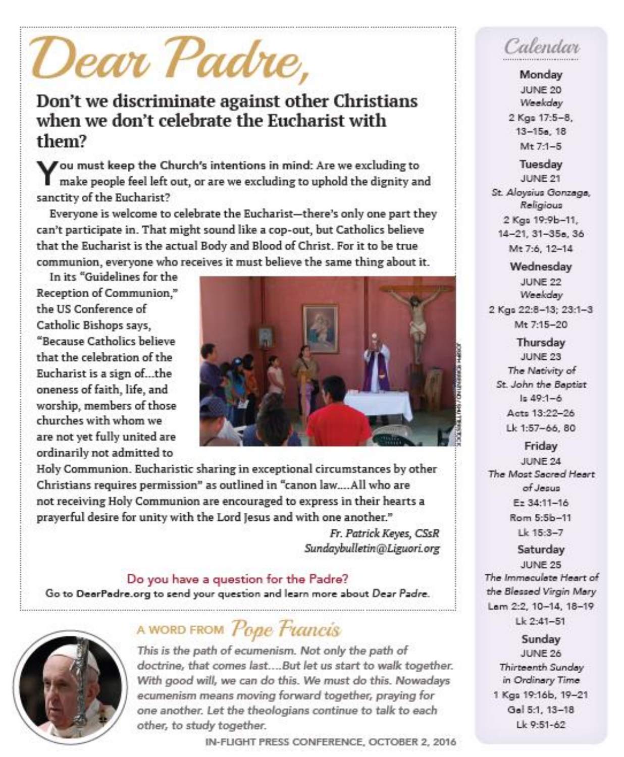# Dear Padre,

## Don't we discriminate against other Christians when we don't celebrate the Eucharist with them?

You must keep the Church's intentions in mind: Are we excluding to make people feel left out, or are we excluding to uphold the dignity and sanctity of the Eucharist?

Everyone is welcome to celebrate the Eucharist—there's only one part they can't participate in. That might sound like a cop-out, but Catholics believe that the Eucharist is the actual Body and Blood of Christ. For it to be true communion, everyone who receives it must believe the same thing about it.

In its "Guidelines for the Reception of Communion," the US Conference of Catholic Bishops says, "Because Catholics believe that the celebration of the Eucharist is a sign of...the oneness of faith, life, and worship, members of those churches with whom we are not yet fully united are ordinarily not admitted to Holy Communion. Eucharistic sharing in exceptional circumstances by other Christians requires permission" as outlined in "canon law....All who are not receiving Holy Communion are encouraged to express in their hearts a prayerful desire for unity with the Lord Jesus and with one another."

*Fr. Patrick Keyes, CSsR*
*Sundaybulletin@Liguori.org*

**Do you have a question for the Padre?**
Go to **DearPadre.org** to send your question and learn more about *Dear Padre*.

## A WORD FROM *Pope Francis*

*This is the path of ecumenism. Not only the path of doctrine, that comes last....But let us start to walk together. With good will, we can do this. We must do this. Nowadays ecumenism means moving forward together, praying for one another. Let the theologians continue to talk to each other, to study together.*

IN-FLIGHT PRESS CONFERENCE, OCTOBER 2, 2016

## Calendar

**Monday**
JUNE 20
*Weekday*
2 Kgs 17:5–8, 13–15a, 18
Mt 7:1–5

**Tuesday**
JUNE 21
*St. Aloysius Gonzaga, Religious*
2 Kgs 19:9b–11, 14–21, 31–35a, 36
Mt 7:6, 12–14

**Wednesday**
JUNE 22
*Weekday*
2 Kgs 22:8–13; 23:1–3
Mt 7:15–20

**Thursday**
JUNE 23
*The Nativity of St. John the Baptist*
Is 49:1–6
Acts 13:22–26
Lk 1:57–66, 80

**Friday**
JUNE 24
*The Most Sacred Heart of Jesus*
Ez 34:11–16
Rom 5:5b–11
Lk 15:3–7

**Saturday**
JUNE 25
*The Immaculate Heart of the Blessed Virgin Mary*
Lam 2:2, 10–14, 18–19
Lk 2:41–51

**Sunday**
JUNE 26
*Thirteenth Sunday in Ordinary Time*
1 Kgs 19:16b, 19–21
Gal 5:1, 13–18
Lk 9:51–62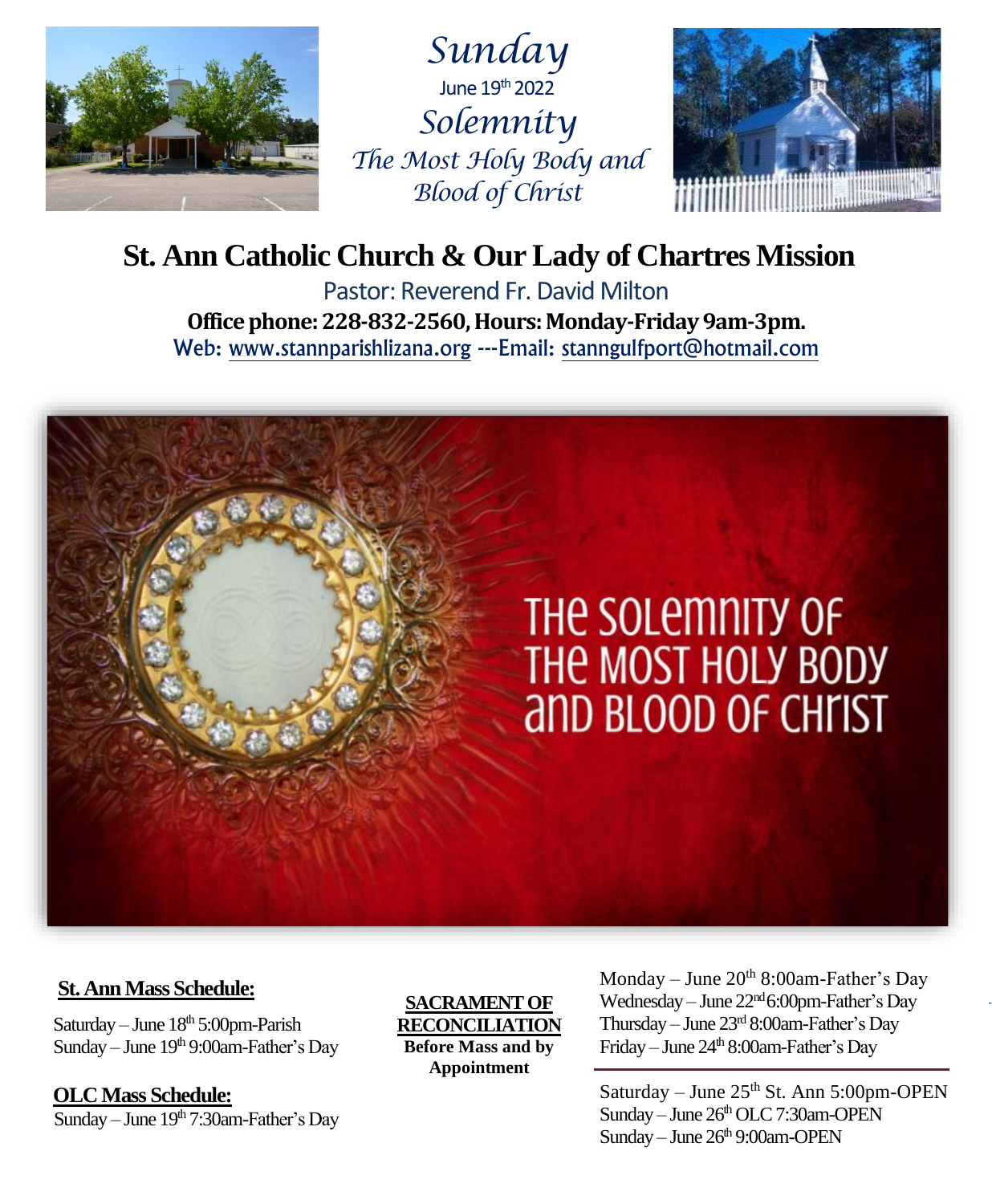# Sunday

June 19th 2022

*Solemnity*

*The Most Holy Body and Blood of Christ*

# St. Ann Catholic Church & Our Lady of Chartres Mission

Pastor: Reverend Fr. David Milton

**Office phone: 228-832-2560, Hours: Monday-Friday 9am-3pm.**

Web: www.stannparishlizana.org ---Email: stanngulfport@hotmail.com

THE SOLEMNITY OF THE MOST HOLY BODY AND BLOOD OF CHRIST

**St. Ann Mass Schedule:**

Saturday – June 18th 5:00pm-Parish
Sunday – June 19th 9:00am-Father's Day

**OLC Mass Schedule:**

Sunday – June 19th 7:30am-Father's Day

**SACRAMENT OF RECONCILIATION**
**Before Mass and by Appointment**

Monday – June 20th 8:00am-Father's Day
Wednesday – June 22nd 6:00pm-Father's Day
Thursday – June 23rd 8:00am-Father's Day
Friday – June 24th 8:00am-Father's Day

Saturday – June 25th St. Ann 5:00pm-OPEN
Sunday – June 26th OLC 7:30am-OPEN
Sunday – June 26th 9:00am-OPEN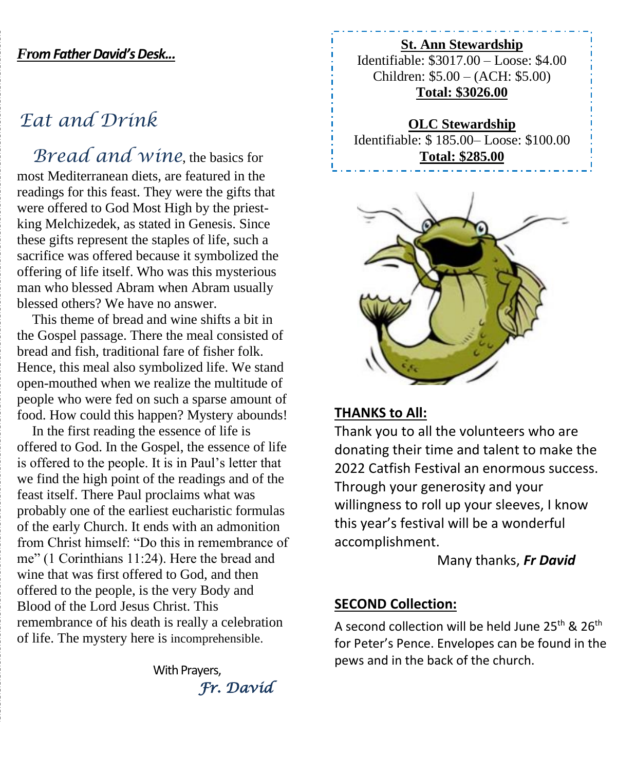***From Father David's Desk…***

# *Eat and Drink*

*Bread and wine*, the basics for most Mediterranean diets, are featured in the readings for this feast. They were the gifts that were offered to God Most High by the priest-king Melchizedek, as stated in Genesis. Since these gifts represent the staples of life, such a sacrifice was offered because it symbolized the offering of life itself. Who was this mysterious man who blessed Abram when Abram usually blessed others? We have no answer.

This theme of bread and wine shifts a bit in the Gospel passage. There the meal consisted of bread and fish, traditional fare of fisher folk. Hence, this meal also symbolized life. We stand open-mouthed when we realize the multitude of people who were fed on such a sparse amount of food. How could this happen? Mystery abounds!

In the first reading the essence of life is offered to God. In the Gospel, the essence of life is offered to the people. It is in Paul's letter that we find the high point of the readings and of the feast itself. There Paul proclaims what was probably one of the earliest eucharistic formulas of the early Church. It ends with an admonition from Christ himself: "Do this in remembrance of me" (1 Corinthians 11:24). Here the bread and wine that was first offered to God, and then offered to the people, is the very Body and Blood of the Lord Jesus Christ. This remembrance of his death is really a celebration of life. The mystery here is incomprehensible.

With Prayers,
*Fr. David*

**St. Ann Stewardship**
Identifiable: $3017.00 – Loose: $4.00
Children: $5.00 – (ACH: $5.00)
**Total: $3026.00**

**OLC Stewardship**
Identifiable: $ 185.00– Loose: $100.00
**Total: $285.00**

**THANKS to All:**

Thank you to all the volunteers who are donating their time and talent to make the 2022 Catfish Festival an enormous success. Through your generosity and your willingness to roll up your sleeves, I know this year's festival will be a wonderful accomplishment.

Many thanks, ***Fr David***

**SECOND Collection:**

A second collection will be held June 25th & 26th for Peter's Pence. Envelopes can be found in the pews and in the back of the church.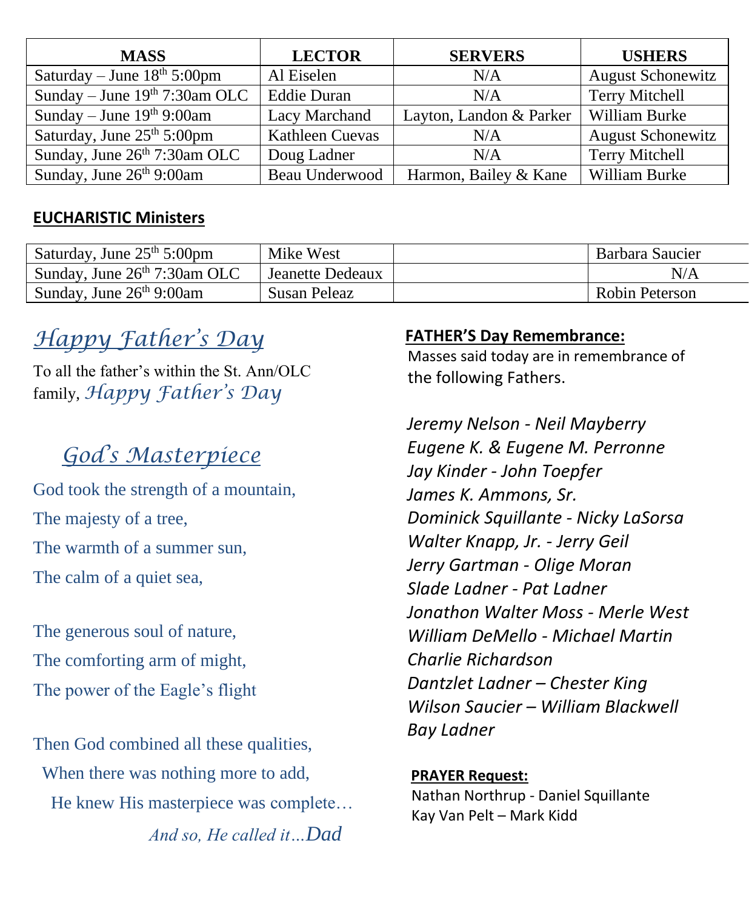| MASS | LECTOR | SERVERS | USHERS |
|---|---|---|---|
| Saturday – June 18th 5:00pm | Al Eiselen | N/A | August Schonewitz |
| Sunday – June 19th 7:30am OLC | Eddie Duran | N/A | Terry Mitchell |
| Sunday – June 19th 9:00am | Lacy Marchand | Layton, Landon & Parker | William Burke |
| Saturday, June 25th 5:00pm | Kathleen Cuevas | N/A | August Schonewitz |
| Sunday, June 26th 7:30am OLC | Doug Ladner | N/A | Terry Mitchell |
| Sunday, June 26th 9:00am | Beau Underwood | Harmon, Bailey & Kane | William Burke |

**EUCHARISTIC Ministers**

| | | | |
|---|---|---|---|
| Saturday, June 25th 5:00pm | Mike West | | Barbara Saucier |
| Sunday, June 26th 7:30am OLC | Jeanette Dedeaux | | N/A |
| Sunday, June 26th 9:00am | Susan Peleaz | | Robin Peterson |

## *Happy Father's Day*

To all the father's within the St. Ann/OLC family, *Happy Father's Day*

## *God's Masterpiece*

God took the strength of a mountain,
The majesty of a tree,
The warmth of a summer sun,
The calm of a quiet sea,

The generous soul of nature,
The comforting arm of might,
The power of the Eagle's flight

Then God combined all these qualities,
When there was nothing more to add,
He knew His masterpiece was complete…
*And so, He called it…Dad*

**FATHER'S Day Remembrance:**

Masses said today are in remembrance of the following Fathers.

*Jeremy Nelson - Neil Mayberry*
*Eugene K. & Eugene M. Perronne*
*Jay Kinder - John Toepfer*
*James K. Ammons, Sr.*
*Dominick Squillante - Nicky LaSorsa*
*Walter Knapp, Jr. - Jerry Geil*
*Jerry Gartman - Olige Moran*
*Slade Ladner - Pat Ladner*
*Jonathon Walter Moss - Merle West*
*William DeMello - Michael Martin*
*Charlie Richardson*
*Dantzlet Ladner – Chester King*
*Wilson Saucier – William Blackwell*
*Bay Ladner*

**PRAYER Request:**

Nathan Northrup - Daniel Squillante
Kay Van Pelt – Mark Kidd